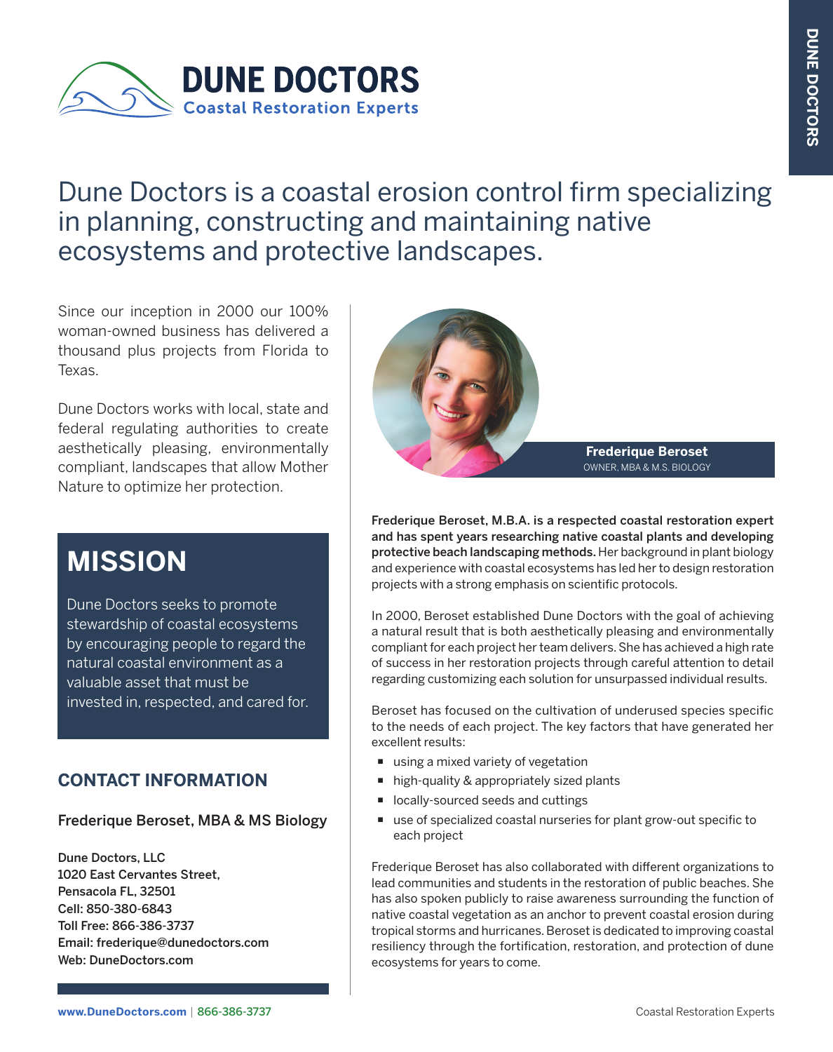# DUNE DOCTORS

**Coastal Restoration Experts**

## Dune Doctors is a coastal erosion control firm specializing in planning, constructing and maintaining native ecosystems and protective landscapes.

Since our inception in 2000 our 100% woman-owned business has delivered a thousand plus projects from Florida to Texas.

Dune Doctors works with local, state and federal regulating authorities to create aesthetically pleasing, environmentally compliant, landscapes that allow Mother Nature to optimize her protection.

## MISSION

Dune Doctors seeks to promote stewardship of coastal ecosystems by encouraging people to regard the natural coastal environment as a valuable asset that must be invested in, respected, and cared for.

## CONTACT INFORMATION

Frederique Beroset, MBA & MS Biology

**Dune Doctors, LLC**
**1020 East Cervantes Street,**
**Pensacola FL, 32501**
**Cell: 850-380-6843**
**Toll Free: 866-386-3737**
**Email: frederique@dunedoctors.com**
**Web: DuneDoctors.com**

**Frederique Beroset**
OWNER, MBA & M.S. BIOLOGY

**Frederique Beroset, M.B.A. is a respected coastal restoration expert and has spent years researching native coastal plants and developing protective beach landscaping methods.** Her background in plant biology and experience with coastal ecosystems has led her to design restoration projects with a strong emphasis on scientific protocols.

In 2000, Beroset established Dune Doctors with the goal of achieving a natural result that is both aesthetically pleasing and environmentally compliant for each project her team delivers. She has achieved a high rate of success in her restoration projects through careful attention to detail regarding customizing each solution for unsurpassed individual results.

Beroset has focused on the cultivation of underused species specific to the needs of each project. The key factors that have generated her excellent results:

- using a mixed variety of vegetation
- high-quality & appropriately sized plants
- locally-sourced seeds and cuttings
- use of specialized coastal nurseries for plant grow-out specific to each project

Frederique Beroset has also collaborated with different organizations to lead communities and students in the restoration of public beaches. She has also spoken publicly to raise awareness surrounding the function of native coastal vegetation as an anchor to prevent coastal erosion during tropical storms and hurricanes. Beroset is dedicated to improving coastal resiliency through the fortification, restoration, and protection of dune ecosystems for years to come.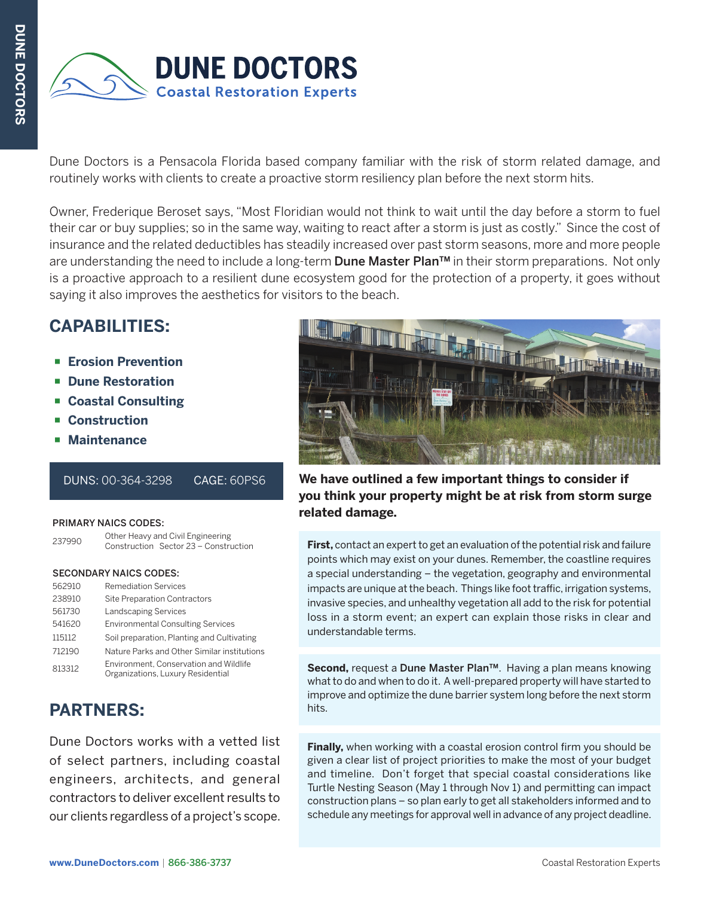# DUNE DOCTORS

## Coastal Restoration Experts

Dune Doctors is a Pensacola Florida based company familiar with the risk of storm related damage, and routinely works with clients to create a proactive storm resiliency plan before the next storm hits.

Owner, Frederique Beroset says, "Most Floridian would not think to wait until the day before a storm to fuel their car or buy supplies; so in the same way, waiting to react after a storm is just as costly." Since the cost of insurance and the related deductibles has steadily increased over past storm seasons, more and more people are understanding the need to include a long-term **Dune Master Plan™** in their storm preparations. Not only is a proactive approach to a resilient dune ecosystem good for the protection of a property, it goes without saying it also improves the aesthetics for visitors to the beach.

## CAPABILITIES:

- **Erosion Prevention**
- **Dune Restoration**
- **Coastal Consulting**
- **Construction**
- **Maintenance**

DUNS: 00-364-3298 CAGE: 60PS6

PRIMARY NAICS CODES:

| | |
|---|---|
| 237990 | Other Heavy and Civil Engineering Construction Sector 23 – Construction |

SECONDARY NAICS CODES:

| | |
|---|---|
| 562910 | Remediation Services |
| 238910 | Site Preparation Contractors |
| 561730 | Landscaping Services |
| 541620 | Environmental Consulting Services |
| 115112 | Soil preparation, Planting and Cultivating |
| 712190 | Nature Parks and Other Similar institutions |
| 813312 | Environment, Conservation and Wildlife Organizations, Luxury Residential |

## PARTNERS:

Dune Doctors works with a vetted list of select partners, including coastal engineers, architects, and general contractors to deliver excellent results to our clients regardless of a project's scope.

**We have outlined a few important things to consider if you think your property might be at risk from storm surge related damage.**

**First,** contact an expert to get an evaluation of the potential risk and failure points which may exist on your dunes. Remember, the coastline requires a special understanding – the vegetation, geography and environmental impacts are unique at the beach. Things like foot traffic, irrigation systems, invasive species, and unhealthy vegetation all add to the risk for potential loss in a storm event; an expert can explain those risks in clear and understandable terms.

**Second,** request a **Dune Master Plan™**. Having a plan means knowing what to do and when to do it. A well-prepared property will have started to improve and optimize the dune barrier system long before the next storm hits.

**Finally,** when working with a coastal erosion control firm you should be given a clear list of project priorities to make the most of your budget and timeline. Don't forget that special coastal considerations like Turtle Nesting Season (May 1 through Nov 1) and permitting can impact construction plans – so plan early to get all stakeholders informed and to schedule any meetings for approval well in advance of any project deadline.

**www.DuneDoctors.com** | **866-386-3737**